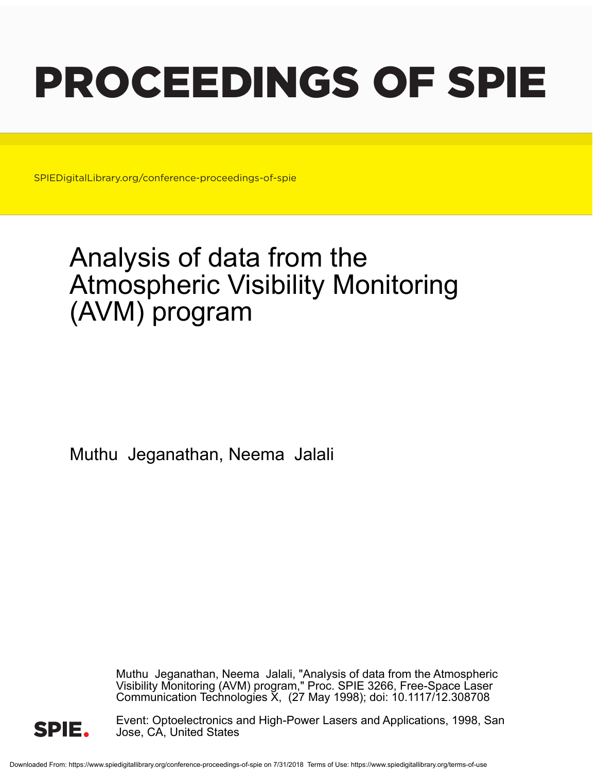# PROCEEDINGS OF SPIE

SPIEDigitalLibrary.org/conference-proceedings-of-spie

# Analysis of data from the Atmospheric Visibility Monitoring (AVM) program

Muthu Jeganathan, Neema Jalali

Muthu Jeganathan, Neema Jalali, "Analysis of data from the Atmospheric Visibility Monitoring (AVM) program," Proc. SPIE 3266, Free-Space Laser Communication Technologies X, (27 May 1998); doi: 10.1117/12.308708

Event: Optoelectronics and High-Power Lasers and Applications, 1998, San Jose, CA, United States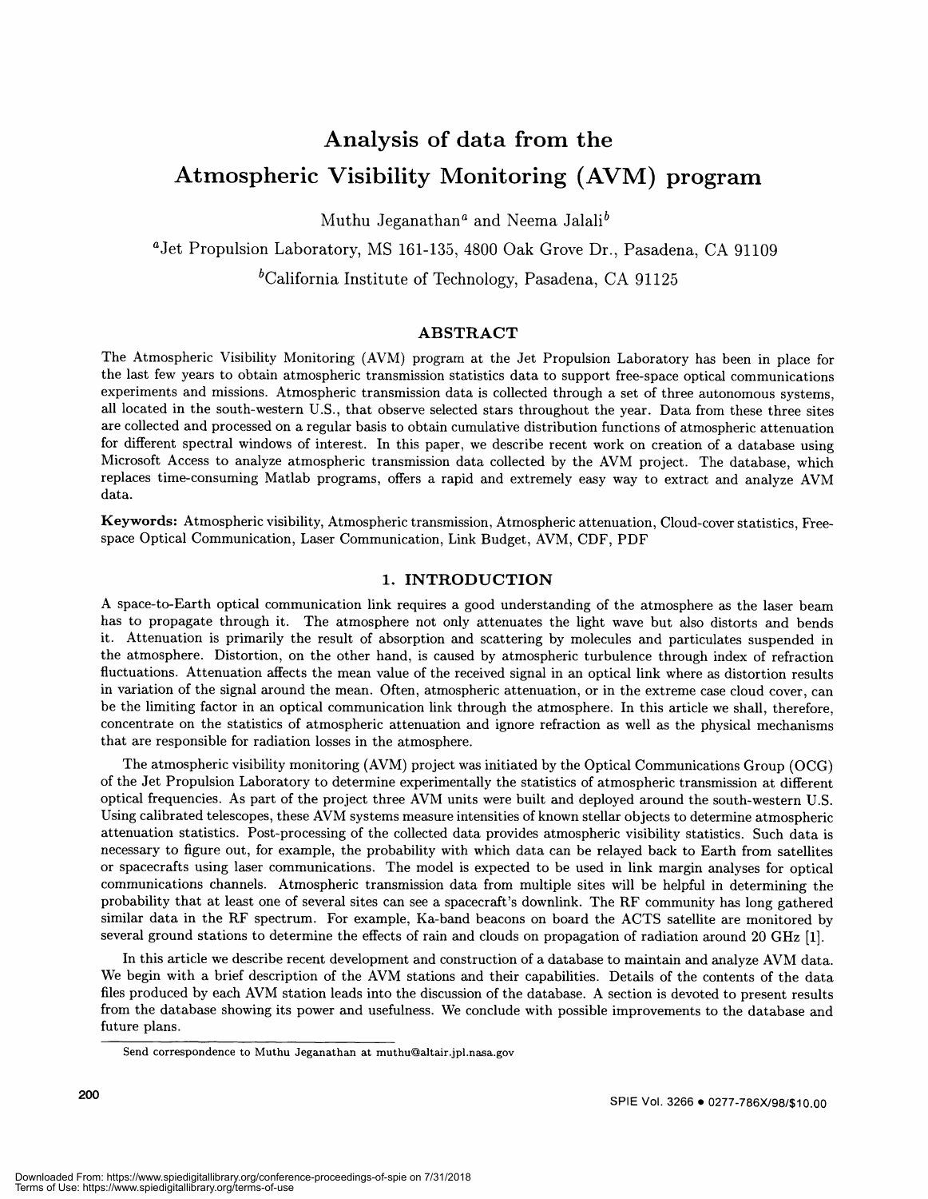# Analysis of data from the Atmospheric Visibility Monitoring (AVM) program

Muthu Jeganathan[a] and Neema Jalali[b]

[a]Jet Propulsion Laboratory, MS 161-135, 4800 Oak Grove Dr., Pasadena, CA 91109

[b]California Institute of Technology, Pasadena, CA 91125

## ABSTRACT

The Atmospheric Visibility Monitoring (AVM) program at the Jet Propulsion Laboratory has been in place for the last few years to obtain atmospheric transmission statistics data to support free-space optical communications experiments and missions. Atmospheric transmission data is collected through a set of three autonomous systems, all located in the south-western U.S., that observe selected stars throughout the year. Data from these three sites are collected and processed on a regular basis to obtain cumulative distribution functions of atmospheric attenuation for different spectral windows of interest. In this paper, we describe recent work on creation of a database using Microsoft Access to analyze atmospheric transmission data collected by the AVM project. The database, which replaces time-consuming Matlab programs, offers a rapid and extremely easy way to extract and analyze AVM data.

**Keywords:** Atmospheric visibility, Atmospheric transmission, Atmospheric attenuation, Cloud-cover statistics, Free-space Optical Communication, Laser Communication, Link Budget, AVM, CDF, PDF

## 1. INTRODUCTION

A space-to-Earth optical communication link requires a good understanding of the atmosphere as the laser beam has to propagate through it. The atmosphere not only attenuates the light wave but also distorts and bends it. Attenuation is primarily the result of absorption and scattering by molecules and particulates suspended in the atmosphere. Distortion, on the other hand, is caused by atmospheric turbulence through index of refraction fluctuations. Attenuation affects the mean value of the received signal in an optical link where as distortion results in variation of the signal around the mean. Often, atmospheric attenuation, or in the extreme case cloud cover, can be the limiting factor in an optical communication link through the atmosphere. In this article we shall, therefore, concentrate on the statistics of atmospheric attenuation and ignore refraction as well as the physical mechanisms that are responsible for radiation losses in the atmosphere.

The atmospheric visibility monitoring (AVM) project was initiated by the Optical Communications Group (OCG) of the Jet Propulsion Laboratory to determine experimentally the statistics of atmospheric transmission at different optical frequencies. As part of the project three AVM units were built and deployed around the south-western U.S. Using calibrated telescopes, these AVM systems measure intensities of known stellar objects to determine atmospheric attenuation statistics. Post-processing of the collected data provides atmospheric visibility statistics. Such data is necessary to figure out, for example, the probability with which data can be relayed back to Earth from satellites or spacecrafts using laser communications. The model is expected to be used in link margin analyses for optical communications channels. Atmospheric transmission data from multiple sites will be helpful in determining the probability that at least one of several sites can see a spacecraft's downlink. The RF community has long gathered similar data in the RF spectrum. For example, Ka-band beacons on board the ACTS satellite are monitored by several ground stations to determine the effects of rain and clouds on propagation of radiation around 20 GHz [1].

In this article we describe recent development and construction of a database to maintain and analyze AVM data. We begin with a brief description of the AVM stations and their capabilities. Details of the contents of the data files produced by each AVM station leads into the discussion of the database. A section is devoted to present results from the database showing its power and usefulness. We conclude with possible improvements to the database and future plans.

Send correspondence to Muthu Jeganathan at muthu@altair.jpl.nasa.gov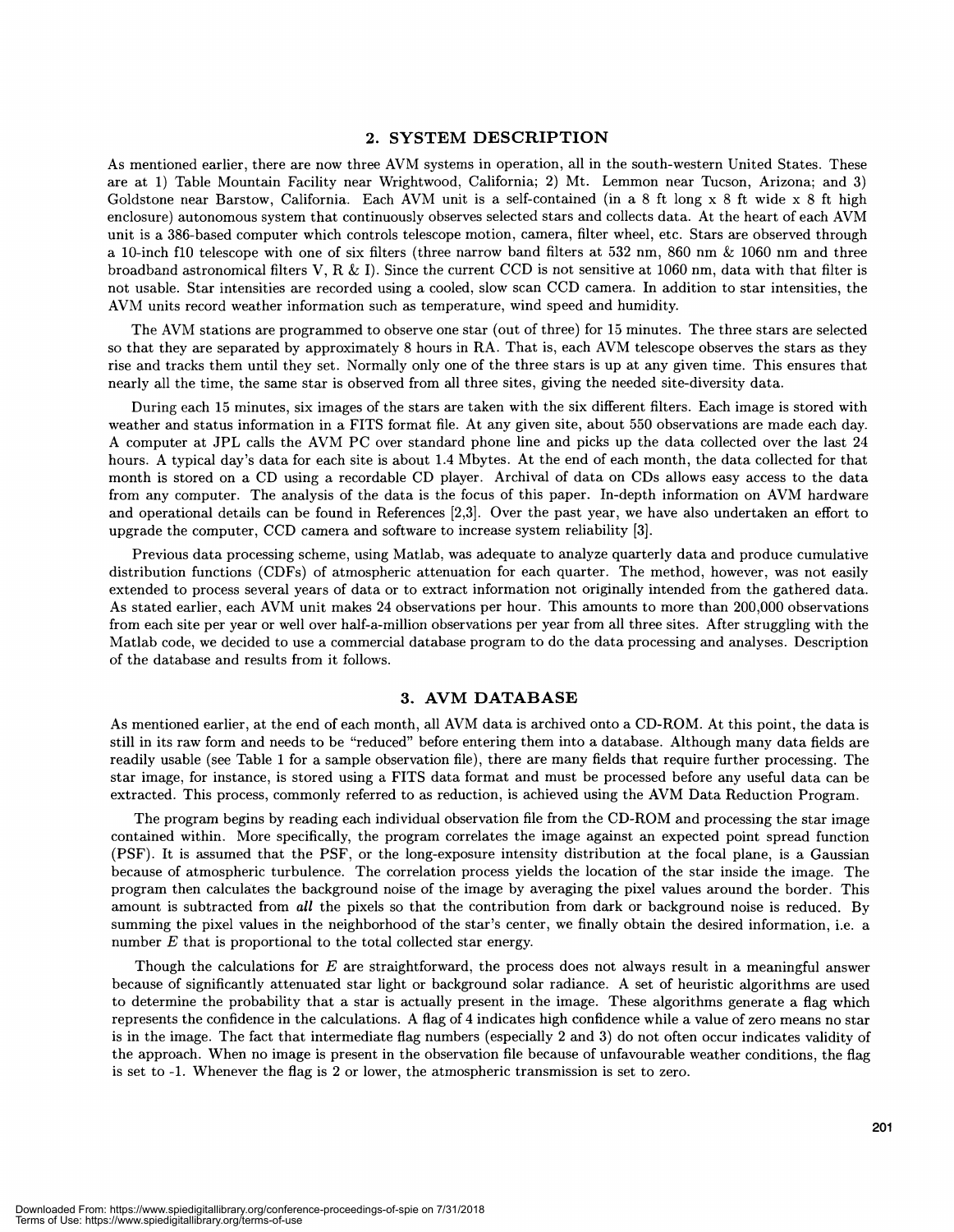## 2. SYSTEM DESCRIPTION

As mentioned earlier, there are now three AVM systems in operation, all in the south-western United States. These are at 1) Table Mountain Facility near Wrightwood, California; 2) Mt. Lemmon near Tucson, Arizona; and 3) Goldstone near Barstow, California. Each AVM unit is a self-contained (in a 8 ft long x 8 ft wide x 8 ft high enclosure) autonomous system that continuously observes selected stars and collects data. At the heart of each AVM unit is a 386-based computer which controls telescope motion, camera, filter wheel, etc. Stars are observed through a 10-inch f10 telescope with one of six filters (three narrow band filters at 532 nm, 860 nm & 1060 nm and three broadband astronomical filters V, R & I). Since the current CCD is not sensitive at 1060 nm, data with that filter is not usable. Star intensities are recorded using a cooled, slow scan CCD camera. In addition to star intensities, the AVM units record weather information such as temperature, wind speed and humidity.

The AVM stations are programmed to observe one star (out of three) for 15 minutes. The three stars are selected so that they are separated by approximately 8 hours in RA. That is, each AVM telescope observes the stars as they rise and tracks them until they set. Normally only one of the three stars is up at any given time. This ensures that nearly all the time, the same star is observed from all three sites, giving the needed site-diversity data.

During each 15 minutes, six images of the stars are taken with the six different filters. Each image is stored with weather and status information in a FITS format file. At any given site, about 550 observations are made each day. A computer at JPL calls the AVM PC over standard phone line and picks up the data collected over the last 24 hours. A typical day's data for each site is about 1.4 Mbytes. At the end of each month, the data collected for that month is stored on a CD using a recordable CD player. Archival of data on CDs allows easy access to the data from any computer. The analysis of the data is the focus of this paper. In-depth information on AVM hardware and operational details can be found in References [2,3]. Over the past year, we have also undertaken an effort to upgrade the computer, CCD camera and software to increase system reliability [3].

Previous data processing scheme, using Matlab, was adequate to analyze quarterly data and produce cumulative distribution functions (CDFs) of atmospheric attenuation for each quarter. The method, however, was not easily extended to process several years of data or to extract information not originally intended from the gathered data. As stated earlier, each AVM unit makes 24 observations per hour. This amounts to more than 200,000 observations from each site per year or well over half-a-million observations per year from all three sites. After struggling with the Matlab code, we decided to use a commercial database program to do the data processing and analyses. Description of the database and results from it follows.

## 3. AVM DATABASE

As mentioned earlier, at the end of each month, all AVM data is archived onto a CD-ROM. At this point, the data is still in its raw form and needs to be "reduced" before entering them into a database. Although many data fields are readily usable (see Table 1 for a sample observation file), there are many fields that require further processing. The star image, for instance, is stored using a FITS data format and must be processed before any useful data can be extracted. This process, commonly referred to as reduction, is achieved using the AVM Data Reduction Program.

The program begins by reading each individual observation file from the CD-ROM and processing the star image contained within. More specifically, the program correlates the image against an expected point spread function (PSF). It is assumed that the PSF, or the long-exposure intensity distribution at the focal plane, is a Gaussian because of atmospheric turbulence. The correlation process yields the location of the star inside the image. The program then calculates the background noise of the image by averaging the pixel values around the border. This amount is subtracted from ***all*** the pixels so that the contribution from dark or background noise is reduced. By summing the pixel values in the neighborhood of the star's center, we finally obtain the desired information, i.e. a number $E$ that is proportional to the total collected star energy.

Though the calculations for $E$ are straightforward, the process does not always result in a meaningful answer because of significantly attenuated star light or background solar radiance. A set of heuristic algorithms are used to determine the probability that a star is actually present in the image. These algorithms generate a flag which represents the confidence in the calculations. A flag of 4 indicates high confidence while a value of zero means no star is in the image. The fact that intermediate flag numbers (especially 2 and 3) do not often occur indicates validity of the approach. When no image is present in the observation file because of unfavourable weather conditions, the flag is set to -1. Whenever the flag is 2 or lower, the atmospheric transmission is set to zero.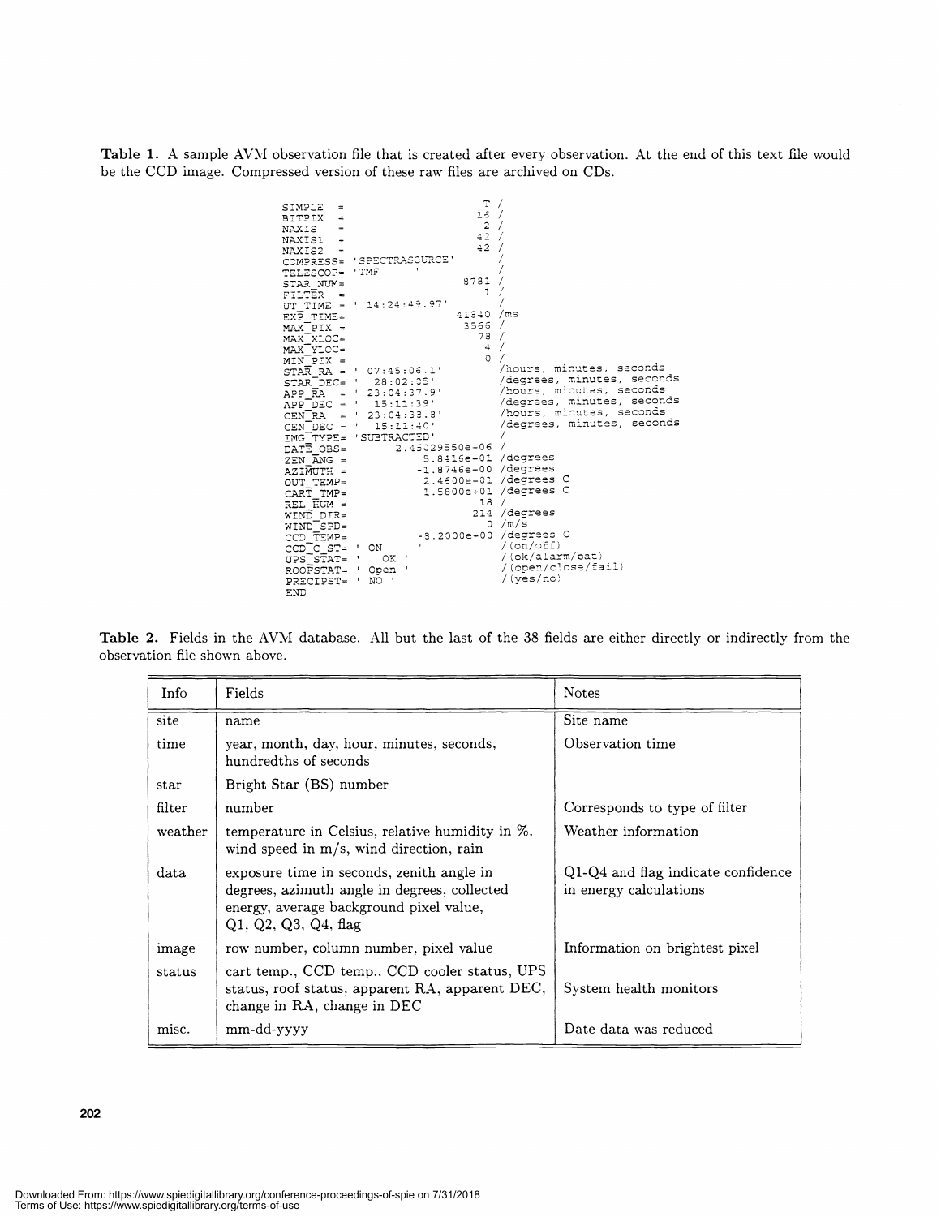**Table 1.** A sample AVM observation file that is created after every observation. At the end of this text file would be the CCD image. Compressed version of these raw files are archived on CDs.

```
SIMPLE  =                    T /
BITPIX  =                   16 /
NAXIS   =                    2 /
NAXIS1  =                   42 /
NAXIS2  =                   42 /
COMPRESS= 'SPECTRASOURCE'      /
TELESCOP= 'TMF     '           /
STAR_NUM=                 8781 /
FILTER  =                    1 /
UT_TIME = ' 14:24:49.97'       /
EXP_TIME=                41340 /ms
MAX_PIX =                 3566 /
MAX_XLOC=                   78 /
MAX_YLOC=                    4 /
MIN_PIX =                    0 /
STAR_RA = ' 07:45:06.1'        /hours, minutes, seconds
STAR_DEC= '  28:02:05'         /degrees, minutes, seconds
APP_RA  = ' 23:04:37.9'        /hours, minutes, seconds
APP_DEC = '  15:11:39'         /degrees, minutes, seconds
CEN_RA  = ' 23:04:33.8'        /hours, minutes, seconds
CEN_DEC = '  15:11:40'         /degrees, minutes, seconds
IMG_TYPE= 'SUBTRACTED'         /
DATE_OBS=       2.45029550e+06 /
ZEN_ANG =          5.8416e+01 /degrees
AZIMUTH =         -1.8746e+00 /degrees
OUT_TEMP=          2.4600e-01 /degrees C
CART_TMP=          1.5800e+01 /degrees C
REL_HUM =                  18 /
WIND_DIR=                 214 /degrees
WIND_SPD=                   0 /m/s
CCD_TEMP=         -8.2000e-00 /degrees C
CCD_C_ST= ' ON     '           /(on/off)
UPS_STAT= '   OK '             /(ok/alarm/bat)
ROOFSTAT= ' Open '             /(open/close/fail)
PRECIPST= ' NO '               /(yes/no)
END
```

**Table 2.** Fields in the AVM database. All but the last of the 38 fields are either directly or indirectly from the observation file shown above.

| Info | Fields | Notes |
|---|---|---|
| site | name | Site name |
| time | year, month, day, hour, minutes, seconds, hundredths of seconds | Observation time |
| star | Bright Star (BS) number | |
| filter | number | Corresponds to type of filter |
| weather | temperature in Celsius, relative humidity in %, wind speed in m/s, wind direction, rain | Weather information |
| data | exposure time in seconds, zenith angle in degrees, azimuth angle in degrees, collected energy, average background pixel value, Q1, Q2, Q3, Q4, flag | Q1-Q4 and flag indicate confidence in energy calculations |
| image | row number, column number, pixel value | Information on brightest pixel |
| status | cart temp., CCD temp., CCD cooler status, UPS status, roof status, apparent RA, apparent DEC, change in RA, change in DEC | System health monitors |
| misc. | mm-dd-yyyy | Date data was reduced |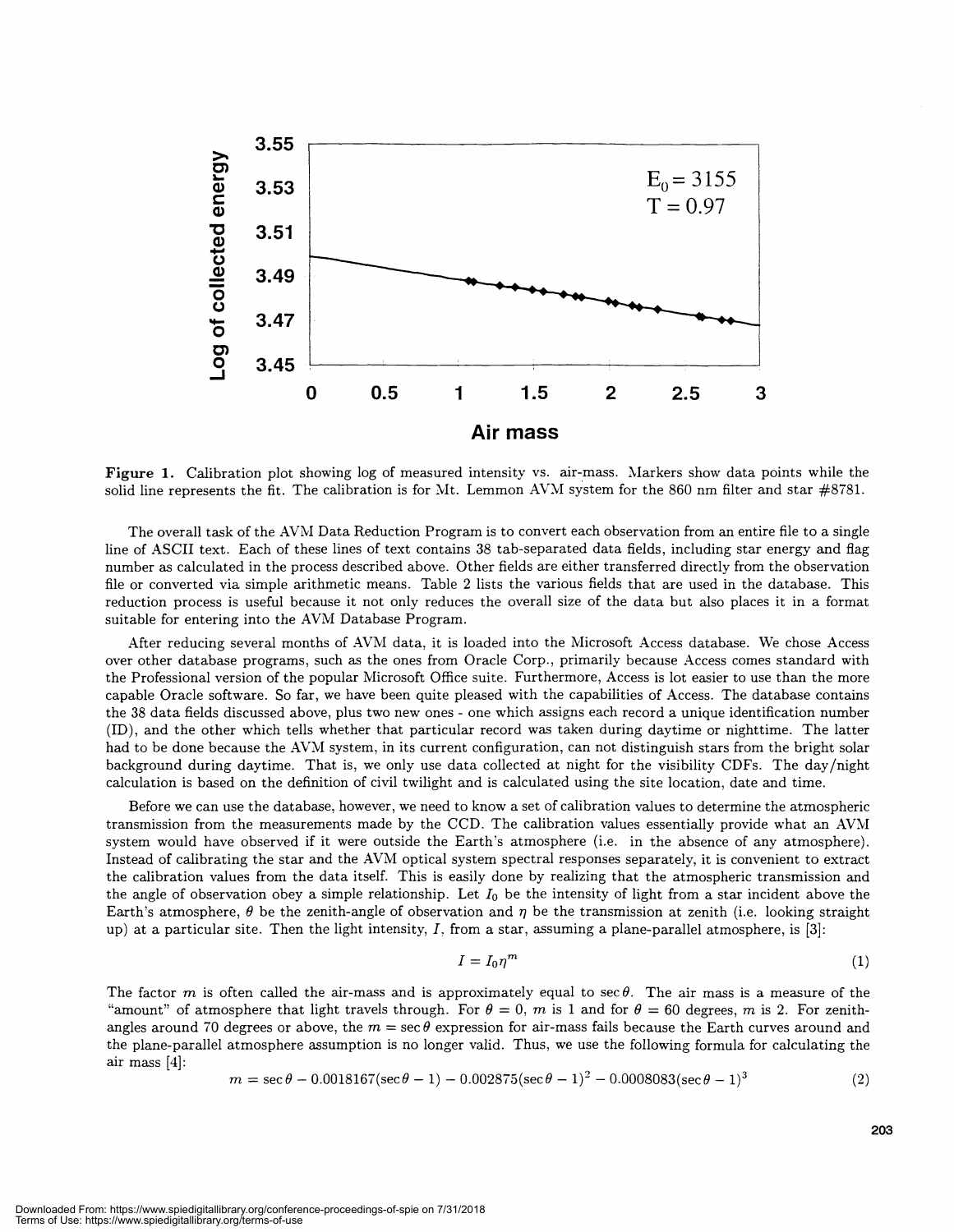Log of collected energy

3.55
3.53
3.51
3.49
3.47
3.45

0
0.5
1
1.5
2
2.5
3

Air mass

$E_0 = 3155$
$T = 0.97$

**Figure 1.** Calibration plot showing log of measured intensity vs. air-mass. Markers show data points while the solid line represents the fit. The calibration is for Mt. Lemmon AVM system for the 860 nm filter and star #8781.

The overall task of the AVM Data Reduction Program is to convert each observation from an entire file to a single line of ASCII text. Each of these lines of text contains 38 tab-separated data fields, including star energy and flag number as calculated in the process described above. Other fields are either transferred directly from the observation file or converted via simple arithmetic means. Table 2 lists the various fields that are used in the database. This reduction process is useful because it not only reduces the overall size of the data but also places it in a format suitable for entering into the AVM Database Program.

After reducing several months of AVM data, it is loaded into the Microsoft Access database. We chose Access over other database programs, such as the ones from Oracle Corp., primarily because Access comes standard with the Professional version of the popular Microsoft Office suite. Furthermore, Access is lot easier to use than the more capable Oracle software. So far, we have been quite pleased with the capabilities of Access. The database contains the 38 data fields discussed above, plus two new ones - one which assigns each record a unique identification number (ID), and the other which tells whether that particular record was taken during daytime or nighttime. The latter had to be done because the AVM system, in its current configuration, can not distinguish stars from the bright solar background during daytime. That is, we only use data collected at night for the visibility CDFs. The day/night calculation is based on the definition of civil twilight and is calculated using the site location, date and time.

Before we can use the database, however, we need to know a set of calibration values to determine the atmospheric transmission from the measurements made by the CCD. The calibration values essentially provide what an AVM system would have observed if it were outside the Earth's atmosphere (i.e. in the absence of any atmosphere). Instead of calibrating the star and the AVM optical system spectral responses separately, it is convenient to extract the calibration values from the data itself. This is easily done by realizing that the atmospheric transmission and the angle of observation obey a simple relationship. Let $I_0$ be the intensity of light from a star incident above the Earth's atmosphere, $\theta$ be the zenith-angle of observation and $\eta$ be the transmission at zenith (i.e. looking straight up) at a particular site. Then the light intensity, $I$, from a star, assuming a plane-parallel atmosphere, is [3]:

$$I = I_0 \eta^m \tag{1}$$

The factor $m$ is often called the air-mass and is approximately equal to $\sec\theta$. The air mass is a measure of the "amount" of atmosphere that light travels through. For $\theta = 0$, $m$ is 1 and for $\theta = 60$ degrees, $m$ is 2. For zenith-angles around 70 degrees or above, the $m = \sec\theta$ expression for air-mass fails because the Earth curves around and the plane-parallel atmosphere assumption is no longer valid. Thus, we use the following formula for calculating the air mass [4]:

$$m = \sec\theta - 0.0018167(\sec\theta - 1) - 0.002875(\sec\theta - 1)^2 - 0.0008083(\sec\theta - 1)^3 \tag{2}$$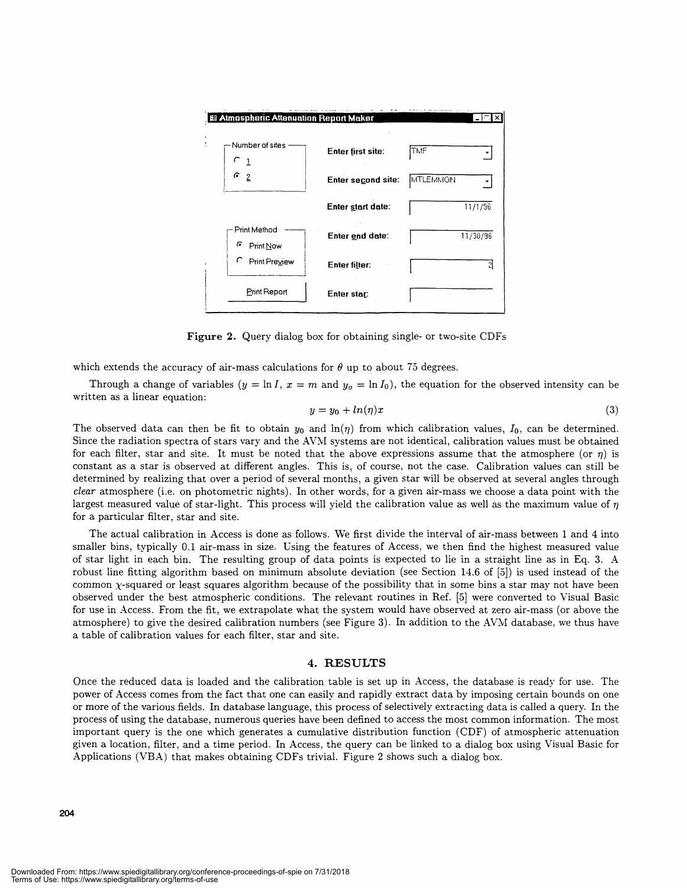**Figure 2.** Query dialog box for obtaining single- or two-site CDFs

which extends the accuracy of air-mass calculations for $\theta$ up to about 75 degrees.

Through a change of variables ($y = \ln I$, $x = m$ and $y_o = \ln I_0$), the equation for the observed intensity can be written as a linear equation:

$$y = y_0 + ln(\eta)x \tag{3}$$

The observed data can then be fit to obtain $y_0$ and $\ln(\eta)$ from which calibration values, $I_0$, can be determined. Since the radiation spectra of stars vary and the AVM systems are not identical, calibration values must be obtained for each filter, star and site. It must be noted that the above expressions assume that the atmosphere (or $\eta$) is constant as a star is observed at different angles. This is, of course, not the case. Calibration values can still be determined by realizing that over a period of several months, a given star will be observed at several angles through *clear* atmosphere (i.e. on photometric nights). In other words, for a given air-mass we choose a data point with the largest measured value of star-light. This process will yield the calibration value as well as the maximum value of $\eta$ for a particular filter, star and site.

The actual calibration in Access is done as follows. We first divide the interval of air-mass between 1 and 4 into smaller bins, typically 0.1 air-mass in size. Using the features of Access, we then find the highest measured value of star light in each bin. The resulting group of data points is expected to lie in a straight line as in Eq. 3. A robust line fitting algorithm based on minimum absolute deviation (see Section 14.6 of [5]) is used instead of the common $\chi$-squared or least squares algorithm because of the possibility that in some bins a star may not have been observed under the best atmospheric conditions. The relevant routines in Ref. [5] were converted to Visual Basic for use in Access. From the fit, we extrapolate what the system would have observed at zero air-mass (or above the atmosphere) to give the desired calibration numbers (see Figure 3). In addition to the AVM database, we thus have a table of calibration values for each filter, star and site.

## 4. RESULTS

Once the reduced data is loaded and the calibration table is set up in Access, the database is ready for use. The power of Access comes from the fact that one can easily and rapidly extract data by imposing certain bounds on one or more of the various fields. In database language, this process of selectively extracting data is called a query. In the process of using the database, numerous queries have been defined to access the most common information. The most important query is the one which generates a cumulative distribution function (CDF) of atmospheric attenuation given a location, filter, and a time period. In Access, the query can be linked to a dialog box using Visual Basic for Applications (VBA) that makes obtaining CDFs trivial. Figure 2 shows such a dialog box.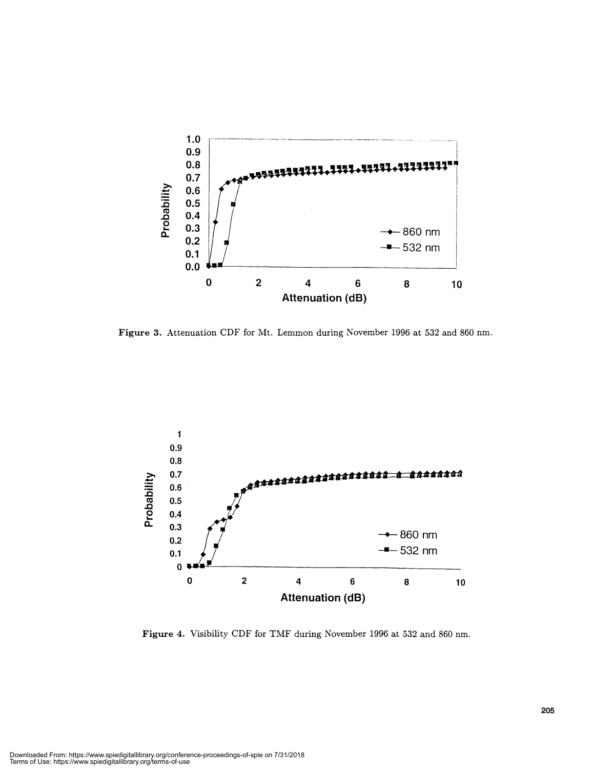Figure 3. Attenuation CDF for Mt. Lemmon during November 1996 at 532 and 860 nm.

Figure 4. Visibility CDF for TMF during November 1996 at 532 and 860 nm.

Downloaded From: https://www.spiedigitallibrary.org/conference-proceedings-of-spie on 7/31/2018
Terms of Use: https://www.spiedigitallibrary.org/terms-of-use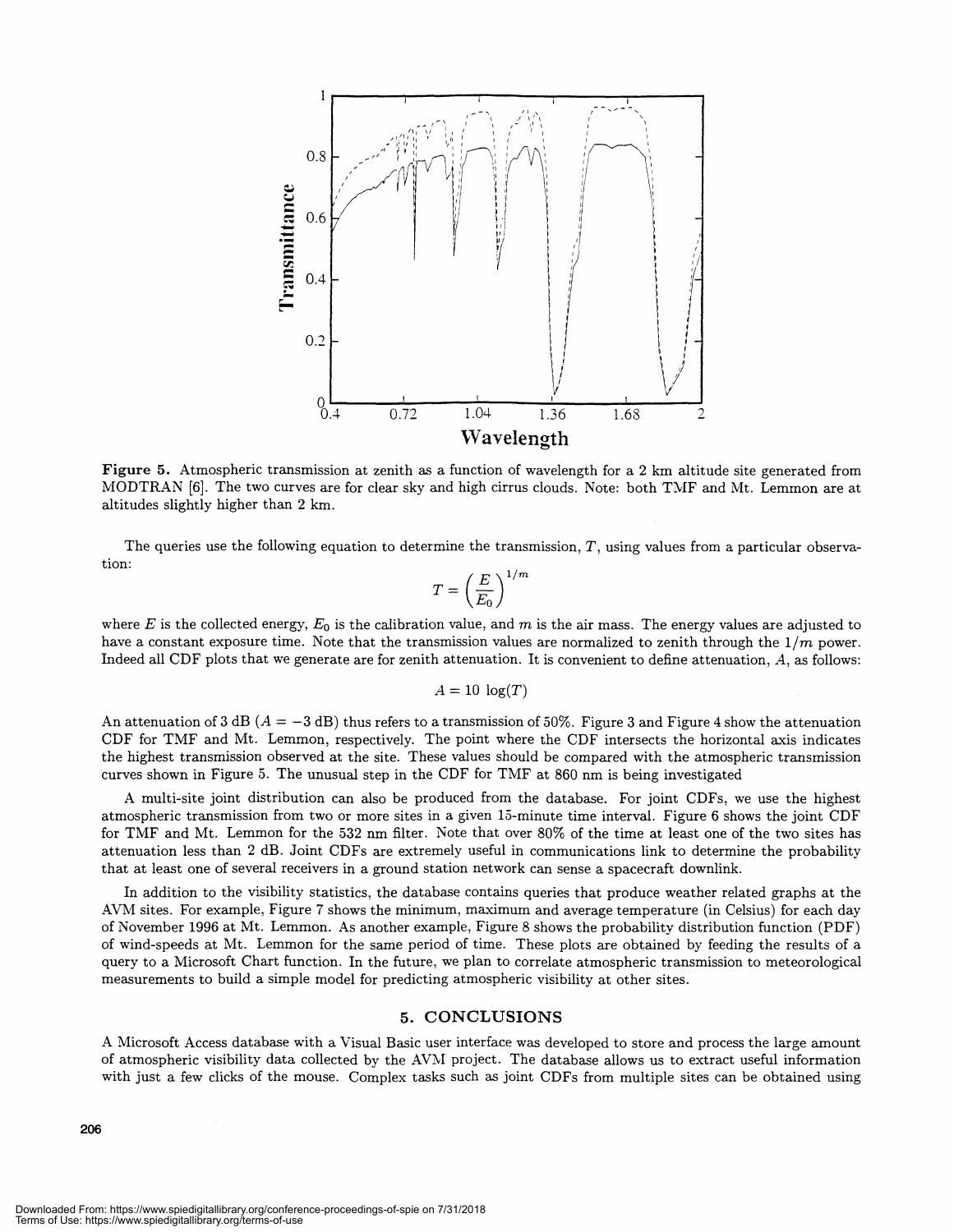Figure 5. Atmospheric transmission at zenith as a function of wavelength for a 2 km altitude site generated from MODTRAN [6]. The two curves are for clear sky and high cirrus clouds. Note: both TMF and Mt. Lemmon are at altitudes slightly higher than 2 km.

The queries use the following equation to determine the transmission, $T$, using values from a particular observation:

$$T = \left(\frac{E}{E_0}\right)^{1/m}$$

where $E$ is the collected energy, $E_0$ is the calibration value, and $m$ is the air mass. The energy values are adjusted to have a constant exposure time. Note that the transmission values are normalized to zenith through the $1/m$ power. Indeed all CDF plots that we generate are for zenith attenuation. It is convenient to define attenuation, $A$, as follows:

$$A = 10\ \log(T)$$

An attenuation of 3 dB ($A = -3$ dB) thus refers to a transmission of 50%. Figure 3 and Figure 4 show the attenuation CDF for TMF and Mt. Lemmon, respectively. The point where the CDF intersects the horizontal axis indicates the highest transmission observed at the site. These values should be compared with the atmospheric transmission curves shown in Figure 5. The unusual step in the CDF for TMF at 860 nm is being investigated

A multi-site joint distribution can also be produced from the database. For joint CDFs, we use the highest atmospheric transmission from two or more sites in a given 15-minute time interval. Figure 6 shows the joint CDF for TMF and Mt. Lemmon for the 532 nm filter. Note that over 80% of the time at least one of the two sites has attenuation less than 2 dB. Joint CDFs are extremely useful in communications link to determine the probability that at least one of several receivers in a ground station network can sense a spacecraft downlink.

In addition to the visibility statistics, the database contains queries that produce weather related graphs at the AVM sites. For example, Figure 7 shows the minimum, maximum and average temperature (in Celsius) for each day of November 1996 at Mt. Lemmon. As another example, Figure 8 shows the probability distribution function (PDF) of wind-speeds at Mt. Lemmon for the same period of time. These plots are obtained by feeding the results of a query to a Microsoft Chart function. In the future, we plan to correlate atmospheric transmission to meteorological measurements to build a simple model for predicting atmospheric visibility at other sites.

## 5. CONCLUSIONS

A Microsoft Access database with a Visual Basic user interface was developed to store and process the large amount of atmospheric visibility data collected by the AVM project. The database allows us to extract useful information with just a few clicks of the mouse. Complex tasks such as joint CDFs from multiple sites can be obtained using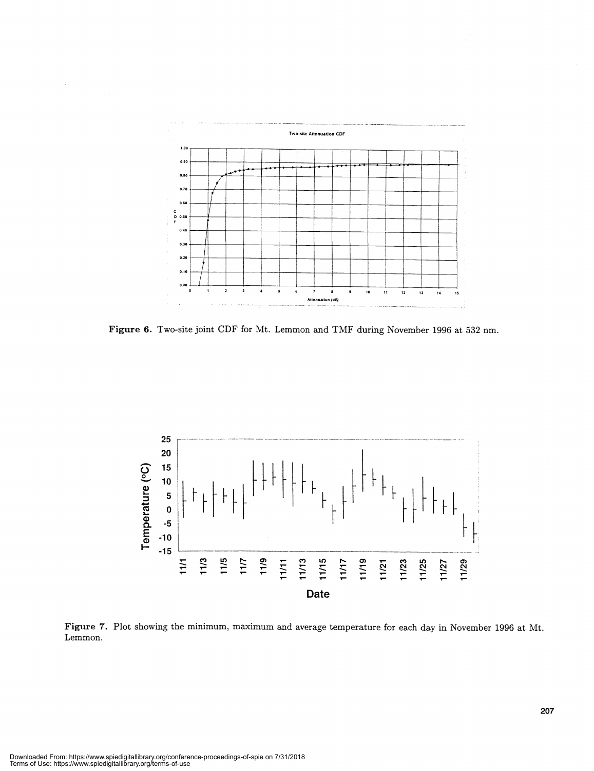**Figure 6.** Two-site joint CDF for Mt. Lemmon and TMF during November 1996 at 532 nm.

**Figure 7.** Plot showing the minimum, maximum and average temperature for each day in November 1996 at Mt. Lemmon.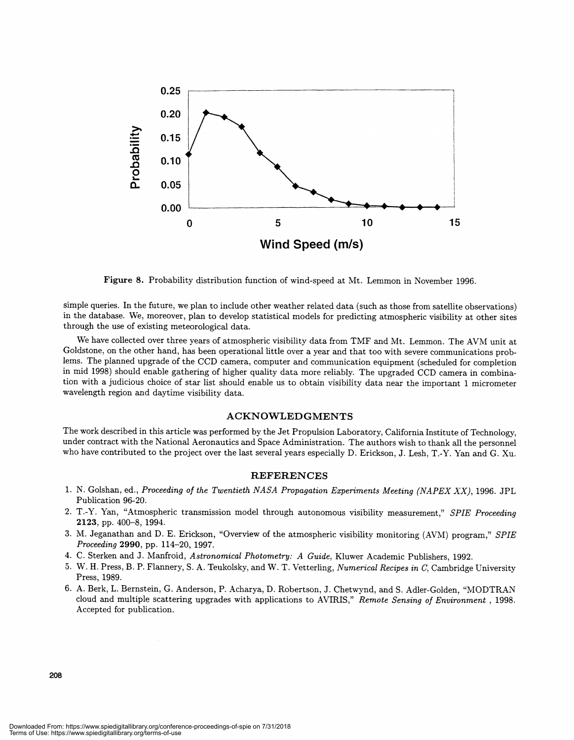0.25
0.20
0.15
0.10
0.05
0.00
Probability
0
5
10
15
Wind Speed (m/s)

**Figure 8.** Probability distribution function of wind-speed at Mt. Lemmon in November 1996.

simple queries. In the future, we plan to include other weather related data (such as those from satellite observations) in the database. We, moreover, plan to develop statistical models for predicting atmospheric visibility at other sites through the use of existing meteorological data.

We have collected over three years of atmospheric visibility data from TMF and Mt. Lemmon. The AVM unit at Goldstone, on the other hand, has been operational little over a year and that too with severe communications problems. The planned upgrade of the CCD camera, computer and communication equipment (scheduled for completion in mid 1998) should enable gathering of higher quality data more reliably. The upgraded CCD camera in combination with a judicious choice of star list should enable us to obtain visibility data near the important 1 micrometer wavelength region and daytime visibility data.

## ACKNOWLEDGMENTS

The work described in this article was performed by the Jet Propulsion Laboratory, California Institute of Technology, under contract with the National Aeronautics and Space Administration. The authors wish to thank all the personnel who have contributed to the project over the last several years especially D. Erickson, J. Lesh, T.-Y. Yan and G. Xu.

## REFERENCES

1. N. Golshan, ed., *Proceeding of the Twentieth NASA Propagation Experiments Meeting (NAPEX XX)*, 1996. JPL Publication 96-20.
2. T.-Y. Yan, "Atmospheric transmission model through autonomous visibility measurement," *SPIE Proceeding* **2123**, pp. 400–8, 1994.
3. M. Jeganathan and D. E. Erickson, "Overview of the atmospheric visibility monitoring (AVM) program," *SPIE Proceeding* **2990**, pp. 114–20, 1997.
4. C. Sterken and J. Manfroid, *Astronomical Photometry: A Guide*, Kluwer Academic Publishers, 1992.
5. W. H. Press, B. P. Flannery, S. A. Teukolsky, and W. T. Vetterling, *Numerical Recipes in C*, Cambridge University Press, 1989.
6. A. Berk, L. Bernstein, G. Anderson, P. Acharya, D. Robertson, J. Chetwynd, and S. Adler-Golden, "MODTRAN cloud and multiple scattering upgrades with applications to AVIRIS," *Remote Sensing of Environment* , 1998. Accepted for publication.